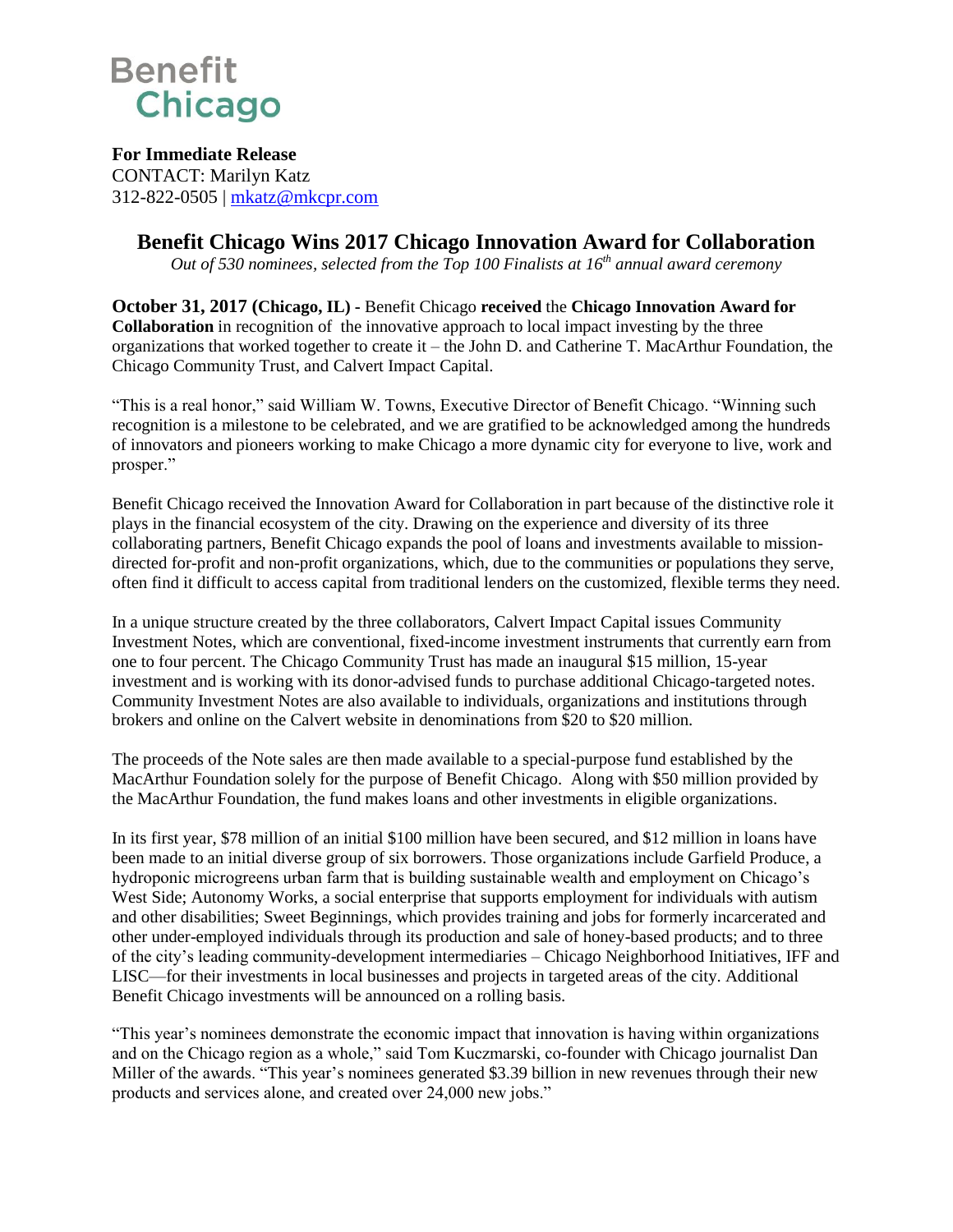Benefit Chicago

**For Immediate Release**
CONTACT: Marilyn Katz
312-822-0505 | mkatz@mkcpr.com

# Benefit Chicago Wins 2017 Chicago Innovation Award for Collaboration

*Out of 530 nominees, selected from the Top 100 Finalists at 16th annual award ceremony*

**October 31, 2017 (Chicago, IL) -** Benefit Chicago **received** the **Chicago Innovation Award for Collaboration** in recognition of the innovative approach to local impact investing by the three organizations that worked together to create it – the John D. and Catherine T. MacArthur Foundation, the Chicago Community Trust, and Calvert Impact Capital.

"This is a real honor," said William W. Towns, Executive Director of Benefit Chicago. "Winning such recognition is a milestone to be celebrated, and we are gratified to be acknowledged among the hundreds of innovators and pioneers working to make Chicago a more dynamic city for everyone to live, work and prosper."

Benefit Chicago received the Innovation Award for Collaboration in part because of the distinctive role it plays in the financial ecosystem of the city. Drawing on the experience and diversity of its three collaborating partners, Benefit Chicago expands the pool of loans and investments available to mission-directed for-profit and non-profit organizations, which, due to the communities or populations they serve, often find it difficult to access capital from traditional lenders on the customized, flexible terms they need.

In a unique structure created by the three collaborators, Calvert Impact Capital issues Community Investment Notes, which are conventional, fixed-income investment instruments that currently earn from one to four percent. The Chicago Community Trust has made an inaugural $15 million, 15-year investment and is working with its donor-advised funds to purchase additional Chicago-targeted notes. Community Investment Notes are also available to individuals, organizations and institutions through brokers and online on the Calvert website in denominations from $20 to $20 million.

The proceeds of the Note sales are then made available to a special-purpose fund established by the MacArthur Foundation solely for the purpose of Benefit Chicago. Along with $50 million provided by the MacArthur Foundation, the fund makes loans and other investments in eligible organizations.

In its first year, $78 million of an initial $100 million have been secured, and $12 million in loans have been made to an initial diverse group of six borrowers. Those organizations include Garfield Produce, a hydroponic microgreens urban farm that is building sustainable wealth and employment on Chicago's West Side; Autonomy Works, a social enterprise that supports employment for individuals with autism and other disabilities; Sweet Beginnings, which provides training and jobs for formerly incarcerated and other under-employed individuals through its production and sale of honey-based products; and to three of the city's leading community-development intermediaries – Chicago Neighborhood Initiatives, IFF and LISC—for their investments in local businesses and projects in targeted areas of the city. Additional Benefit Chicago investments will be announced on a rolling basis.

"This year's nominees demonstrate the economic impact that innovation is having within organizations and on the Chicago region as a whole," said Tom Kuczmarski, co-founder with Chicago journalist Dan Miller of the awards. "This year's nominees generated $3.39 billion in new revenues through their new products and services alone, and created over 24,000 new jobs."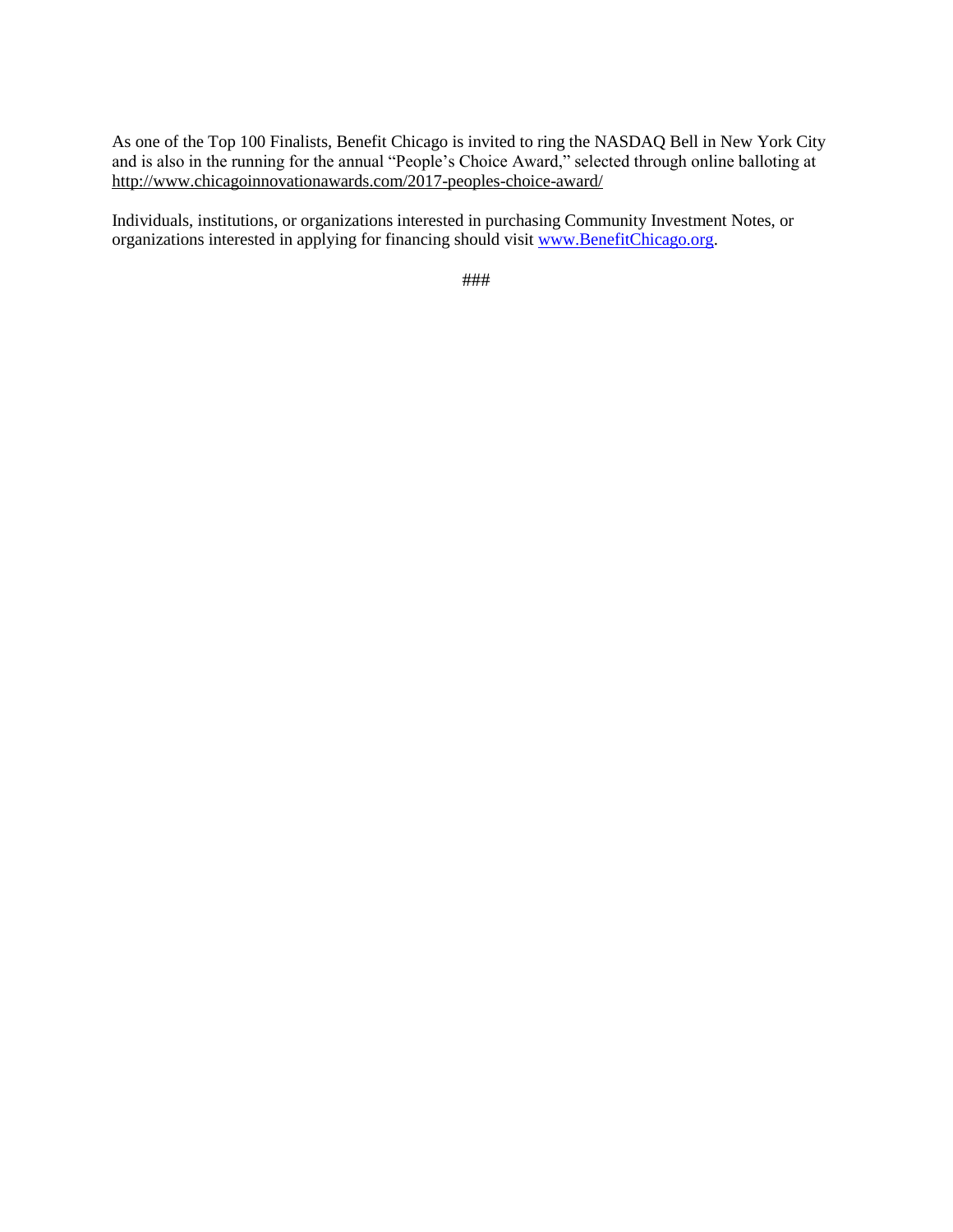As one of the Top 100 Finalists, Benefit Chicago is invited to ring the NASDAQ Bell in New York City and is also in the running for the annual "People's Choice Award," selected through online balloting at http://www.chicagoinnovationawards.com/2017-peoples-choice-award/

Individuals, institutions, or organizations interested in purchasing Community Investment Notes, or organizations interested in applying for financing should visit www.BenefitChicago.org.

###